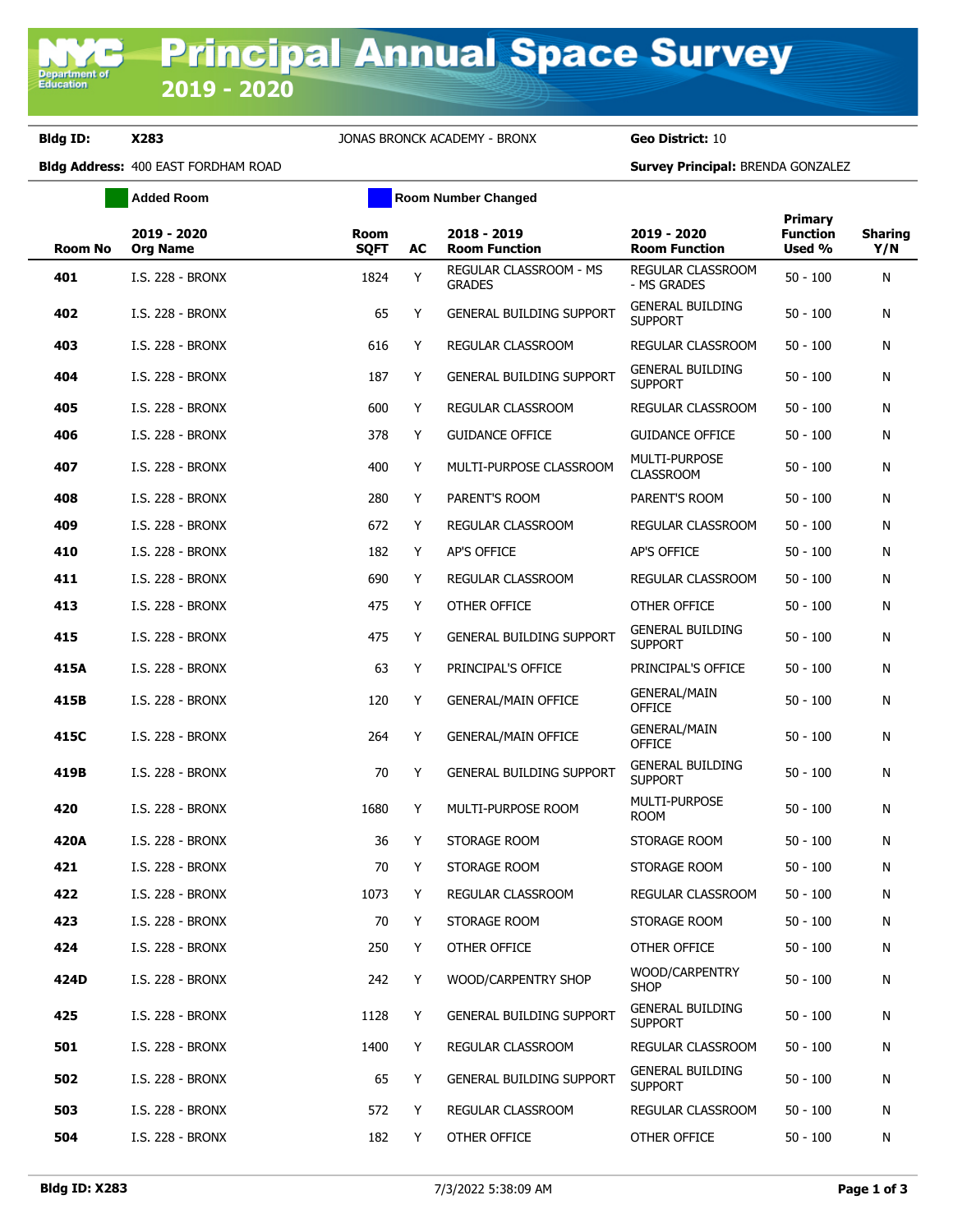# Principal Annual Space Survey 2019 - 2020

**Bldg ID:** X283 JONAS BRONCK ACADEMY - BRONX **Geo District:** 10

**Bldg Address:** 400 EAST FORDHAM ROAD **Survey Principal:** BRENDA GONZALEZ

Added Room | Room Number Changed

| Room No | 2019 - 2020 Org Name | Room SQFT | AC | 2018 - 2019 Room Function | 2019 - 2020 Room Function | Primary Function Used % | Sharing Y/N |
|---|---|---|---|---|---|---|---|
| 401 | I.S. 228 - BRONX | 1824 | Y | REGULAR CLASSROOM - MS GRADES | REGULAR CLASSROOM - MS GRADES | 50 - 100 | N |
| 402 | I.S. 228 - BRONX | 65 | Y | GENERAL BUILDING SUPPORT | GENERAL BUILDING SUPPORT | 50 - 100 | N |
| 403 | I.S. 228 - BRONX | 616 | Y | REGULAR CLASSROOM | REGULAR CLASSROOM | 50 - 100 | N |
| 404 | I.S. 228 - BRONX | 187 | Y | GENERAL BUILDING SUPPORT | GENERAL BUILDING SUPPORT | 50 - 100 | N |
| 405 | I.S. 228 - BRONX | 600 | Y | REGULAR CLASSROOM | REGULAR CLASSROOM | 50 - 100 | N |
| 406 | I.S. 228 - BRONX | 378 | Y | GUIDANCE OFFICE | GUIDANCE OFFICE | 50 - 100 | N |
| 407 | I.S. 228 - BRONX | 400 | Y | MULTI-PURPOSE CLASSROOM | MULTI-PURPOSE CLASSROOM | 50 - 100 | N |
| 408 | I.S. 228 - BRONX | 280 | Y | PARENT'S ROOM | PARENT'S ROOM | 50 - 100 | N |
| 409 | I.S. 228 - BRONX | 672 | Y | REGULAR CLASSROOM | REGULAR CLASSROOM | 50 - 100 | N |
| 410 | I.S. 228 - BRONX | 182 | Y | AP'S OFFICE | AP'S OFFICE | 50 - 100 | N |
| 411 | I.S. 228 - BRONX | 690 | Y | REGULAR CLASSROOM | REGULAR CLASSROOM | 50 - 100 | N |
| 413 | I.S. 228 - BRONX | 475 | Y | OTHER OFFICE | OTHER OFFICE | 50 - 100 | N |
| 415 | I.S. 228 - BRONX | 475 | Y | GENERAL BUILDING SUPPORT | GENERAL BUILDING SUPPORT | 50 - 100 | N |
| 415A | I.S. 228 - BRONX | 63 | Y | PRINCIPAL'S OFFICE | PRINCIPAL'S OFFICE | 50 - 100 | N |
| 415B | I.S. 228 - BRONX | 120 | Y | GENERAL/MAIN OFFICE | GENERAL/MAIN OFFICE | 50 - 100 | N |
| 415C | I.S. 228 - BRONX | 264 | Y | GENERAL/MAIN OFFICE | GENERAL/MAIN OFFICE | 50 - 100 | N |
| 419B | I.S. 228 - BRONX | 70 | Y | GENERAL BUILDING SUPPORT | GENERAL BUILDING SUPPORT | 50 - 100 | N |
| 420 | I.S. 228 - BRONX | 1680 | Y | MULTI-PURPOSE ROOM | MULTI-PURPOSE ROOM | 50 - 100 | N |
| 420A | I.S. 228 - BRONX | 36 | Y | STORAGE ROOM | STORAGE ROOM | 50 - 100 | N |
| 421 | I.S. 228 - BRONX | 70 | Y | STORAGE ROOM | STORAGE ROOM | 50 - 100 | N |
| 422 | I.S. 228 - BRONX | 1073 | Y | REGULAR CLASSROOM | REGULAR CLASSROOM | 50 - 100 | N |
| 423 | I.S. 228 - BRONX | 70 | Y | STORAGE ROOM | STORAGE ROOM | 50 - 100 | N |
| 424 | I.S. 228 - BRONX | 250 | Y | OTHER OFFICE | OTHER OFFICE | 50 - 100 | N |
| 424D | I.S. 228 - BRONX | 242 | Y | WOOD/CARPENTRY SHOP | WOOD/CARPENTRY SHOP | 50 - 100 | N |
| 425 | I.S. 228 - BRONX | 1128 | Y | GENERAL BUILDING SUPPORT | GENERAL BUILDING SUPPORT | 50 - 100 | N |
| 501 | I.S. 228 - BRONX | 1400 | Y | REGULAR CLASSROOM | REGULAR CLASSROOM | 50 - 100 | N |
| 502 | I.S. 228 - BRONX | 65 | Y | GENERAL BUILDING SUPPORT | GENERAL BUILDING SUPPORT | 50 - 100 | N |
| 503 | I.S. 228 - BRONX | 572 | Y | REGULAR CLASSROOM | REGULAR CLASSROOM | 50 - 100 | N |
| 504 | I.S. 228 - BRONX | 182 | Y | OTHER OFFICE | OTHER OFFICE | 50 - 100 | N |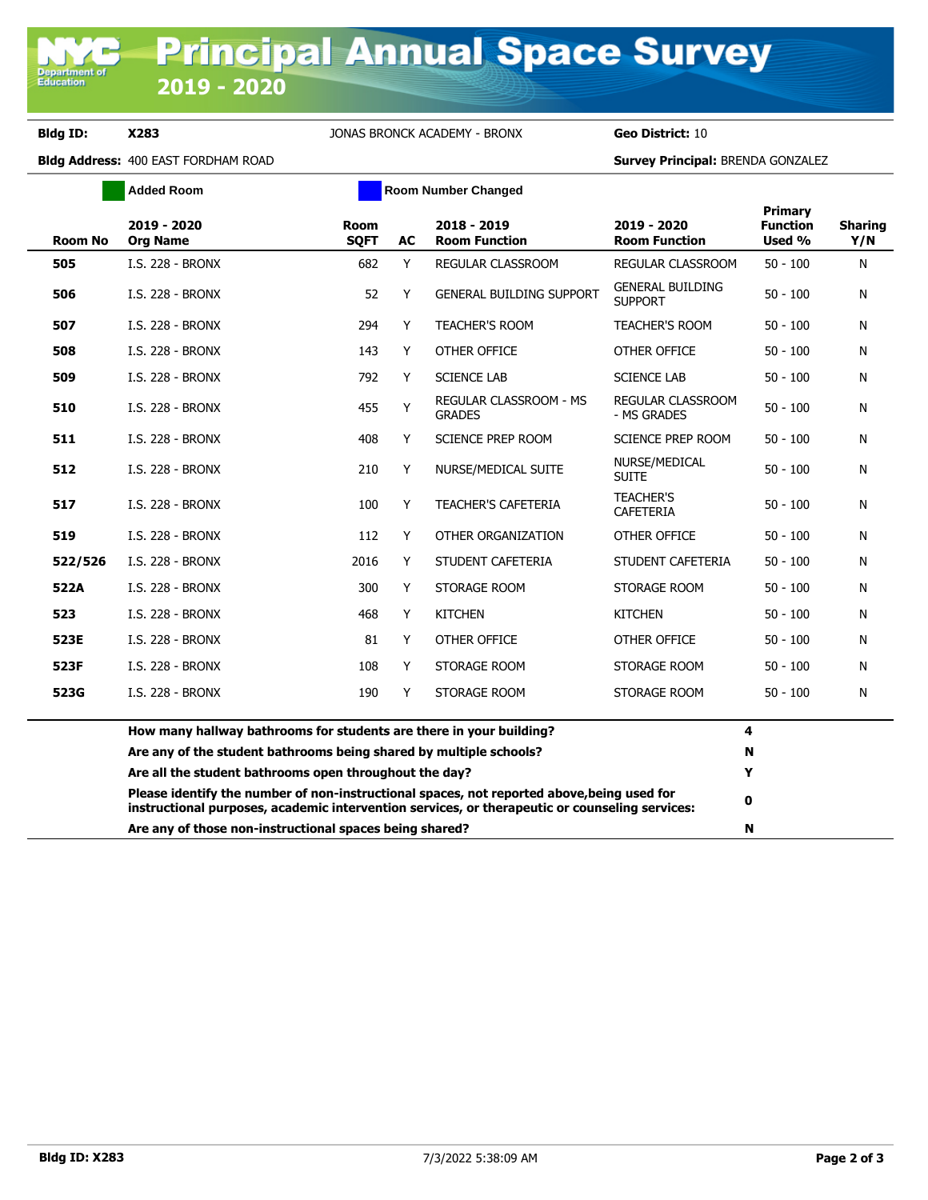# Principal Annual Space Survey

## 2019 - 2020

**Bldg ID:** X283 &nbsp;&nbsp; JONAS BRONCK ACADEMY - BRONX &nbsp;&nbsp; **Geo District:** 10

**Bldg Address:** 400 EAST FORDHAM ROAD &nbsp;&nbsp; **Survey Principal:** BRENDA GONZALEZ

Added Room &nbsp;&nbsp; Room Number Changed

| Room No | 2019 - 2020 Org Name | Room SQFT | AC | 2018 - 2019 Room Function | 2019 - 2020 Room Function | Primary Function Used % | Sharing Y/N |
|---|---|---|---|---|---|---|---|
| 505 | I.S. 228 - BRONX | 682 | Y | REGULAR CLASSROOM | REGULAR CLASSROOM | 50 - 100 | N |
| 506 | I.S. 228 - BRONX | 52 | Y | GENERAL BUILDING SUPPORT | GENERAL BUILDING SUPPORT | 50 - 100 | N |
| 507 | I.S. 228 - BRONX | 294 | Y | TEACHER'S ROOM | TEACHER'S ROOM | 50 - 100 | N |
| 508 | I.S. 228 - BRONX | 143 | Y | OTHER OFFICE | OTHER OFFICE | 50 - 100 | N |
| 509 | I.S. 228 - BRONX | 792 | Y | SCIENCE LAB | SCIENCE LAB | 50 - 100 | N |
| 510 | I.S. 228 - BRONX | 455 | Y | REGULAR CLASSROOM - MS GRADES | REGULAR CLASSROOM - MS GRADES | 50 - 100 | N |
| 511 | I.S. 228 - BRONX | 408 | Y | SCIENCE PREP ROOM | SCIENCE PREP ROOM | 50 - 100 | N |
| 512 | I.S. 228 - BRONX | 210 | Y | NURSE/MEDICAL SUITE | NURSE/MEDICAL SUITE | 50 - 100 | N |
| 517 | I.S. 228 - BRONX | 100 | Y | TEACHER'S CAFETERIA | TEACHER'S CAFETERIA | 50 - 100 | N |
| 519 | I.S. 228 - BRONX | 112 | Y | OTHER ORGANIZATION | OTHER OFFICE | 50 - 100 | N |
| 522/526 | I.S. 228 - BRONX | 2016 | Y | STUDENT CAFETERIA | STUDENT CAFETERIA | 50 - 100 | N |
| 522A | I.S. 228 - BRONX | 300 | Y | STORAGE ROOM | STORAGE ROOM | 50 - 100 | N |
| 523 | I.S. 228 - BRONX | 468 | Y | KITCHEN | KITCHEN | 50 - 100 | N |
| 523E | I.S. 228 - BRONX | 81 | Y | OTHER OFFICE | OTHER OFFICE | 50 - 100 | N |
| 523F | I.S. 228 - BRONX | 108 | Y | STORAGE ROOM | STORAGE ROOM | 50 - 100 | N |
| 523G | I.S. 228 - BRONX | 190 | Y | STORAGE ROOM | STORAGE ROOM | 50 - 100 | N |

| Question | Answer |
|---|---|
| **How many hallway bathrooms for students are there in your building?** | 4 |
| **Are any of the student bathrooms being shared by multiple schools?** | N |
| **Are all the student bathrooms open throughout the day?** | Y |
| **Please identify the number of non-instructional spaces, not reported above,being used for instructional purposes, academic intervention services, or therapeutic or counseling services:** | 0 |
| **Are any of those non-instructional spaces being shared?** | N |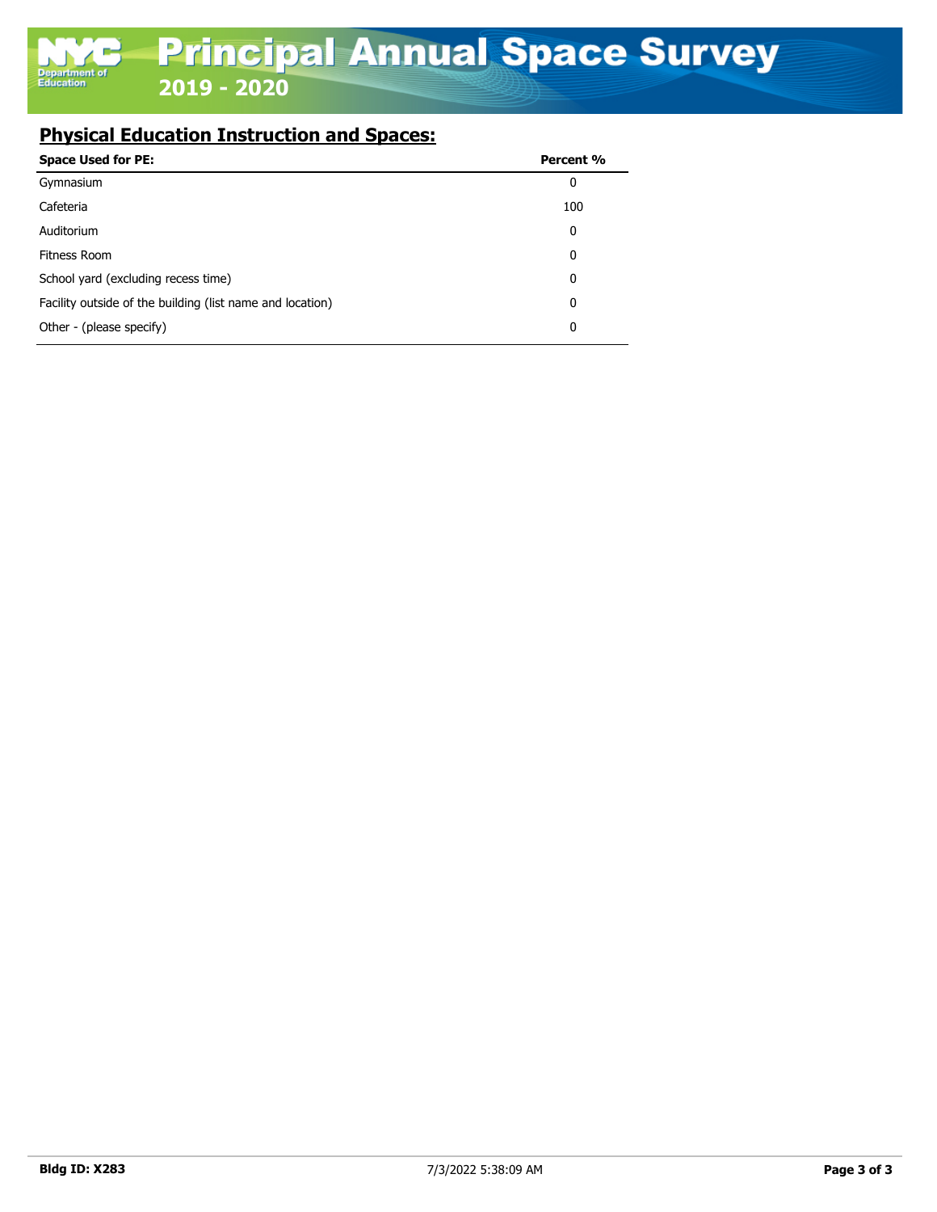## Physical Education Instruction and Spaces:

| Space Used for PE: | Percent % |
| --- | --- |
| Gymnasium | 0 |
| Cafeteria | 100 |
| Auditorium | 0 |
| Fitness Room | 0 |
| School yard (excluding recess time) | 0 |
| Facility outside of the building (list name and location) | 0 |
| Other - (please specify) | 0 |